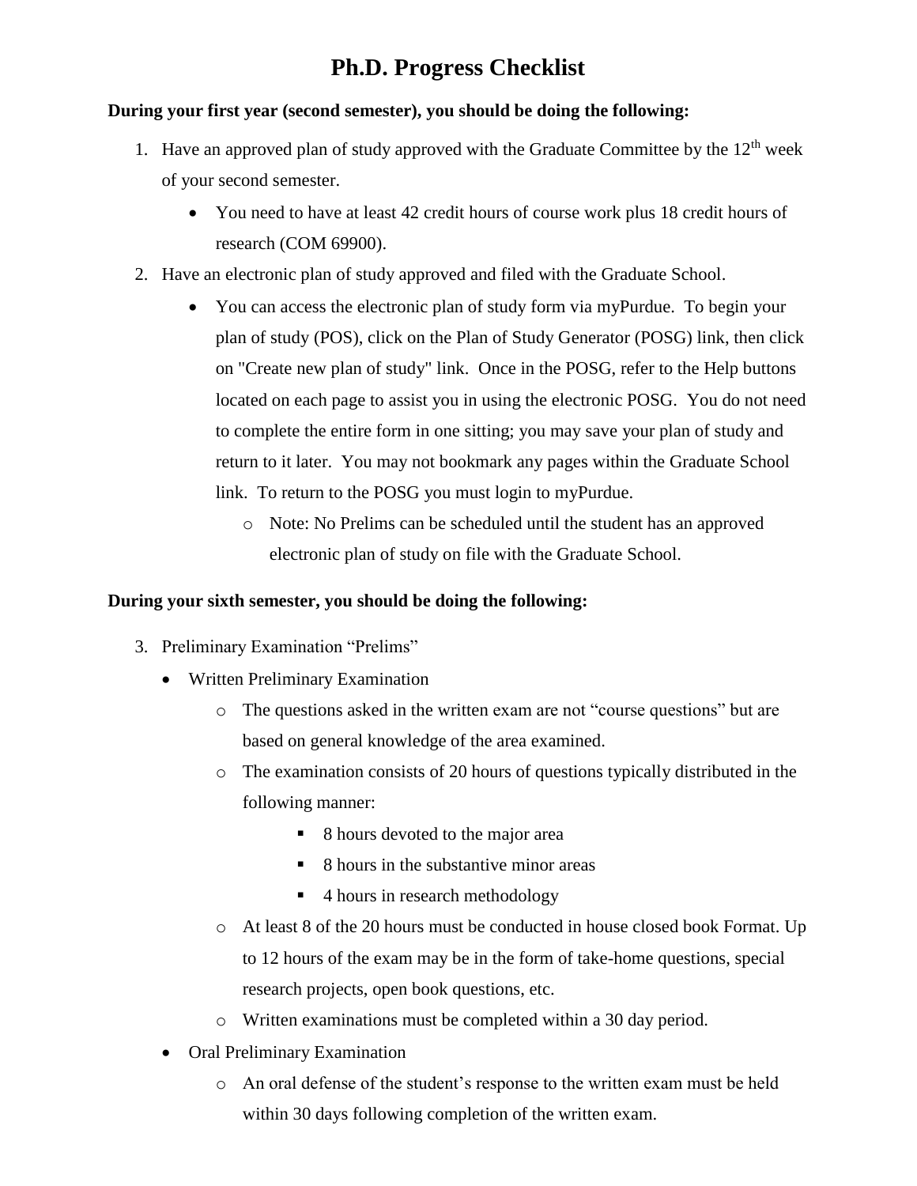# Ph.D. Progress Checklist

**During your first year (second semester), you should be doing the following:**

1. Have an approved plan of study approved with the Graduate Committee by the 12th week of your second semester.
   - You need to have at least 42 credit hours of course work plus 18 credit hours of research (COM 69900).
2. Have an electronic plan of study approved and filed with the Graduate School.
   - You can access the electronic plan of study form via myPurdue. To begin your plan of study (POS), click on the Plan of Study Generator (POSG) link, then click on "Create new plan of study" link. Once in the POSG, refer to the Help buttons located on each page to assist you in using the electronic POSG. You do not need to complete the entire form in one sitting; you may save your plan of study and return to it later. You may not bookmark any pages within the Graduate School link. To return to the POSG you must login to myPurdue.
     - Note: No Prelims can be scheduled until the student has an approved electronic plan of study on file with the Graduate School.

**During your sixth semester, you should be doing the following:**

3. Preliminary Examination "Prelims"
   - Written Preliminary Examination
     - The questions asked in the written exam are not "course questions" but are based on general knowledge of the area examined.
     - The examination consists of 20 hours of questions typically distributed in the following manner:
       - 8 hours devoted to the major area
       - 8 hours in the substantive minor areas
       - 4 hours in research methodology
     - At least 8 of the 20 hours must be conducted in house closed book Format. Up to 12 hours of the exam may be in the form of take-home questions, special research projects, open book questions, etc.
     - Written examinations must be completed within a 30 day period.
   - Oral Preliminary Examination
     - An oral defense of the student's response to the written exam must be held within 30 days following completion of the written exam.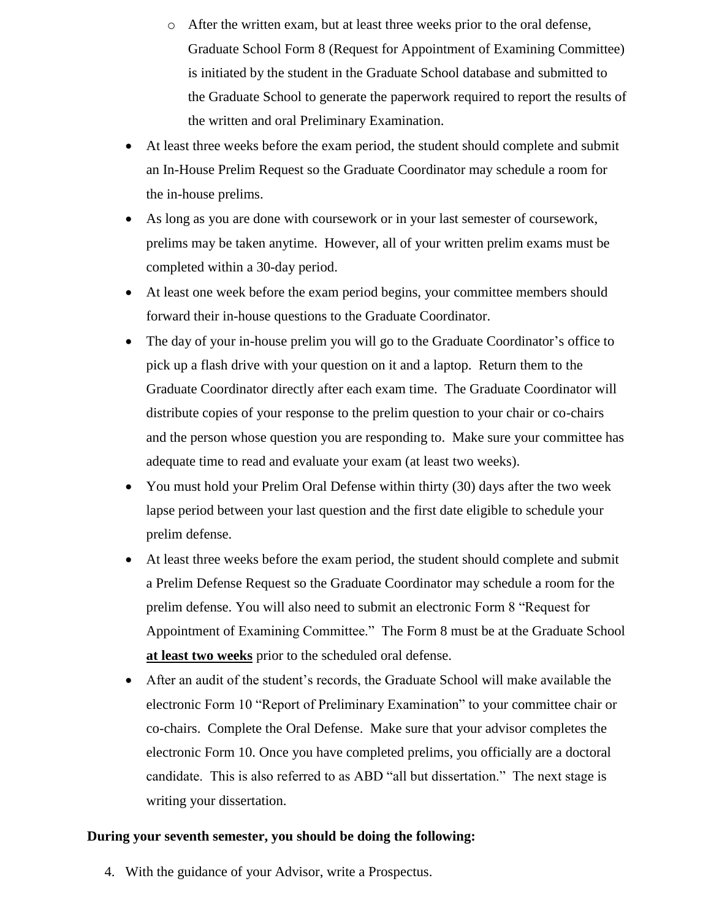- After the written exam, but at least three weeks prior to the oral defense, Graduate School Form 8 (Request for Appointment of Examining Committee) is initiated by the student in the Graduate School database and submitted to the Graduate School to generate the paperwork required to report the results of the written and oral Preliminary Examination.

- At least three weeks before the exam period, the student should complete and submit an In-House Prelim Request so the Graduate Coordinator may schedule a room for the in-house prelims.
- As long as you are done with coursework or in your last semester of coursework, prelims may be taken anytime. However, all of your written prelim exams must be completed within a 30-day period.
- At least one week before the exam period begins, your committee members should forward their in-house questions to the Graduate Coordinator.
- The day of your in-house prelim you will go to the Graduate Coordinator's office to pick up a flash drive with your question on it and a laptop. Return them to the Graduate Coordinator directly after each exam time. The Graduate Coordinator will distribute copies of your response to the prelim question to your chair or co-chairs and the person whose question you are responding to. Make sure your committee has adequate time to read and evaluate your exam (at least two weeks).
- You must hold your Prelim Oral Defense within thirty (30) days after the two week lapse period between your last question and the first date eligible to schedule your prelim defense.
- At least three weeks before the exam period, the student should complete and submit a Prelim Defense Request so the Graduate Coordinator may schedule a room for the prelim defense. You will also need to submit an electronic Form 8 "Request for Appointment of Examining Committee." The Form 8 must be at the Graduate School **at least two weeks** prior to the scheduled oral defense.
- After an audit of the student's records, the Graduate School will make available the electronic Form 10 "Report of Preliminary Examination" to your committee chair or co-chairs. Complete the Oral Defense. Make sure that your advisor completes the electronic Form 10. Once you have completed prelims, you officially are a doctoral candidate. This is also referred to as ABD "all but dissertation." The next stage is writing your dissertation.

**During your seventh semester, you should be doing the following:**

4. With the guidance of your Advisor, write a Prospectus.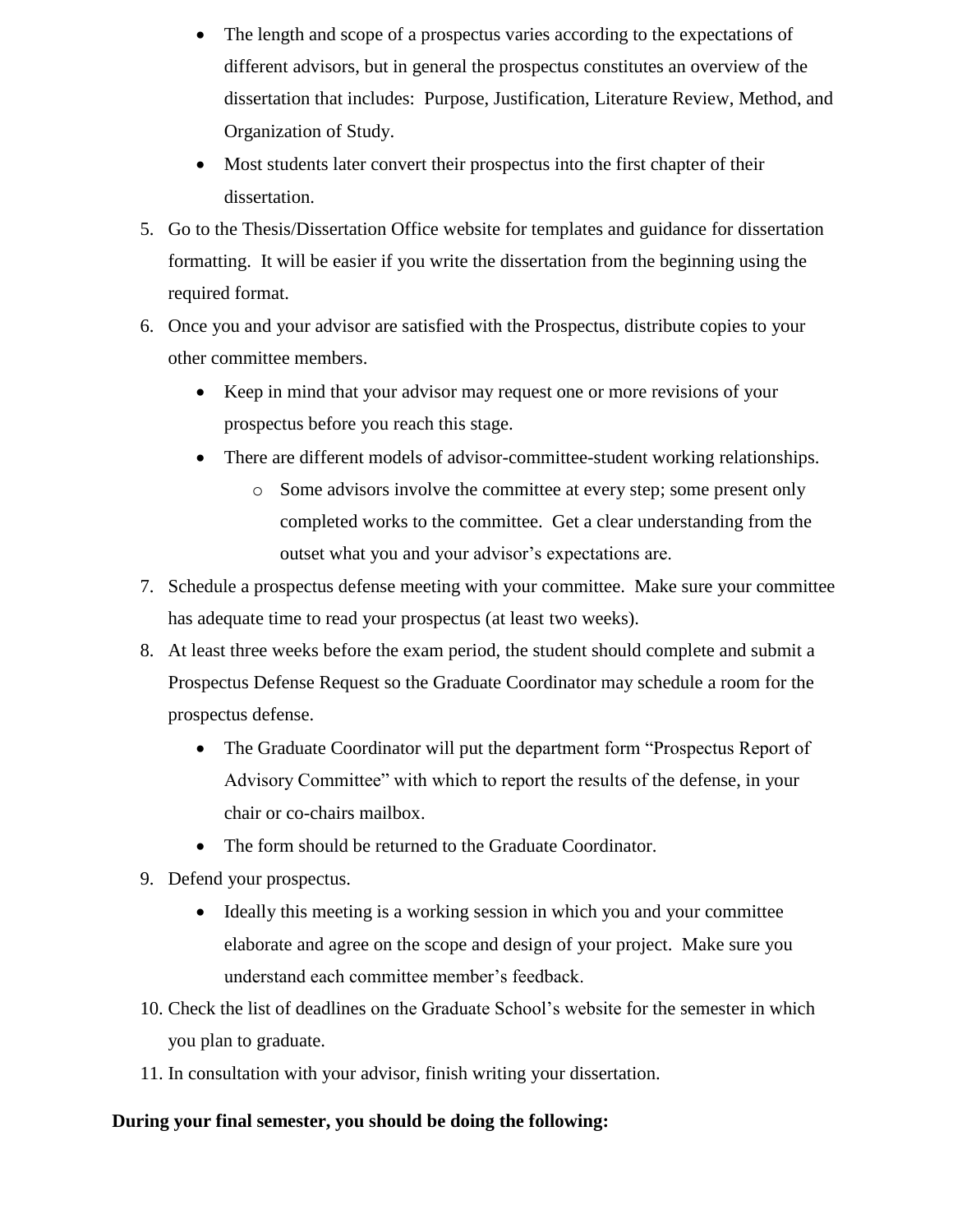- The length and scope of a prospectus varies according to the expectations of different advisors, but in general the prospectus constitutes an overview of the dissertation that includes: Purpose, Justification, Literature Review, Method, and Organization of Study.
- Most students later convert their prospectus into the first chapter of their dissertation.

5. Go to the Thesis/Dissertation Office website for templates and guidance for dissertation formatting. It will be easier if you write the dissertation from the beginning using the required format.
6. Once you and your advisor are satisfied with the Prospectus, distribute copies to your other committee members.
   - Keep in mind that your advisor may request one or more revisions of your prospectus before you reach this stage.
   - There are different models of advisor-committee-student working relationships.
     - Some advisors involve the committee at every step; some present only completed works to the committee. Get a clear understanding from the outset what you and your advisor's expectations are.
7. Schedule a prospectus defense meeting with your committee. Make sure your committee has adequate time to read your prospectus (at least two weeks).
8. At least three weeks before the exam period, the student should complete and submit a Prospectus Defense Request so the Graduate Coordinator may schedule a room for the prospectus defense.
   - The Graduate Coordinator will put the department form "Prospectus Report of Advisory Committee" with which to report the results of the defense, in your chair or co-chairs mailbox.
   - The form should be returned to the Graduate Coordinator.
9. Defend your prospectus.
   - Ideally this meeting is a working session in which you and your committee elaborate and agree on the scope and design of your project. Make sure you understand each committee member's feedback.
10. Check the list of deadlines on the Graduate School's website for the semester in which you plan to graduate.
11. In consultation with your advisor, finish writing your dissertation.

**During your final semester, you should be doing the following:**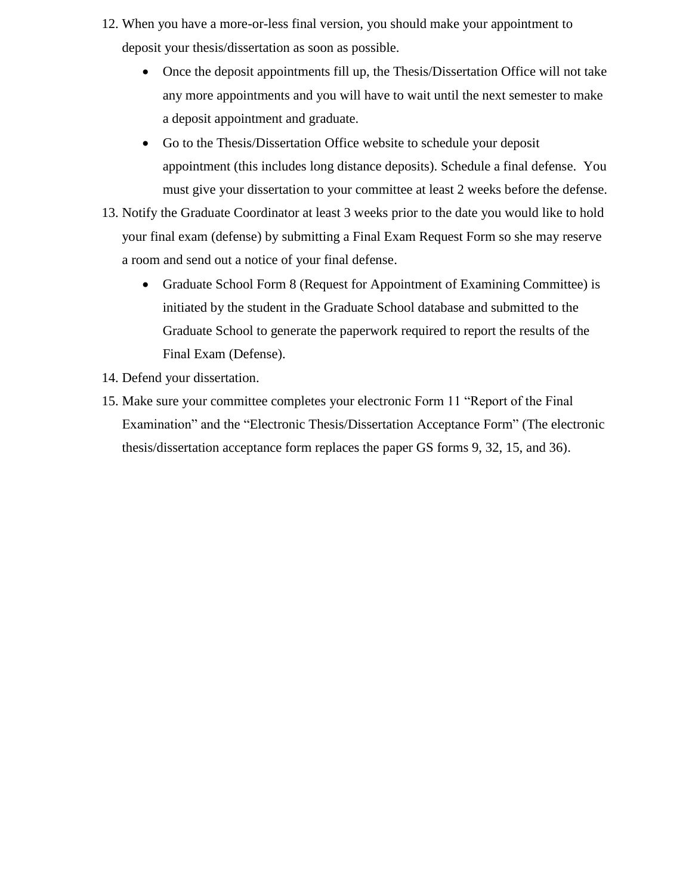12. When you have a more-or-less final version, you should make your appointment to deposit your thesis/dissertation as soon as possible.
    - Once the deposit appointments fill up, the Thesis/Dissertation Office will not take any more appointments and you will have to wait until the next semester to make a deposit appointment and graduate.
    - Go to the Thesis/Dissertation Office website to schedule your deposit appointment (this includes long distance deposits). Schedule a final defense. You must give your dissertation to your committee at least 2 weeks before the defense.
13. Notify the Graduate Coordinator at least 3 weeks prior to the date you would like to hold your final exam (defense) by submitting a Final Exam Request Form so she may reserve a room and send out a notice of your final defense.
    - Graduate School Form 8 (Request for Appointment of Examining Committee) is initiated by the student in the Graduate School database and submitted to the Graduate School to generate the paperwork required to report the results of the Final Exam (Defense).
14. Defend your dissertation.
15. Make sure your committee completes your electronic Form 11 “Report of the Final Examination” and the “Electronic Thesis/Dissertation Acceptance Form” (The electronic thesis/dissertation acceptance form replaces the paper GS forms 9, 32, 15, and 36).